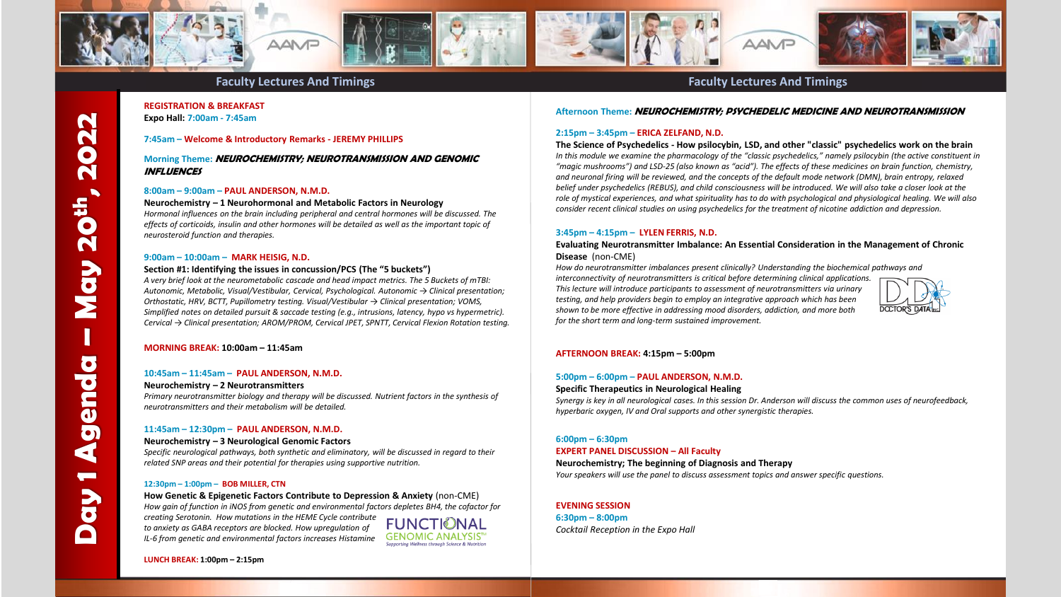# Day 1 Agenda – May 20th, 2022

## Faculty Lectures And Timings

**REGISTRATION & BREAKFAST**
**Expo Hall: 7:00am - 7:45am**

**7:45am – Welcome & Introductory Remarks - JEREMY PHILLIPS**

**Morning Theme: *NEUROCHEMISTRY; NEUROTRANSMISSION AND GENOMIC INFLUENCES***

**8:00am – 9:00am – PAUL ANDERSON, N.M.D.**

**Neurochemistry – 1 Neurohormonal and Metabolic Factors in Neurology**

*Hormonal influences on the brain including peripheral and central hormones will be discussed. The effects of corticoids, insulin and other hormones will be detailed as well as the important topic of neurosteroid function and therapies.*

**9:00am – 10:00am – MARK HEISIG, N.D.**

**Section #1: Identifying the issues in concussion/PCS (The "5 buckets")**

*A very brief look at the neurometabolic cascade and head impact metrics. The 5 Buckets of mTBI: Autonomic, Metabolic, Visual/Vestibular, Cervical, Psychological. Autonomic → Clinical presentation; Orthostatic, HRV, BCTT, Pupillometry testing. Visual/Vestibular → Clinical presentation; VOMS, Simplified notes on detailed pursuit & saccade testing (e.g., intrusions, latency, hypo vs hypermetric). Cervical → Clinical presentation; AROM/PROM, Cervical JPET, SPNTT, Cervical Flexion Rotation testing.*

**MORNING BREAK: 10:00am – 11:45am**

**10:45am – 11:45am – PAUL ANDERSON, N.M.D.**

**Neurochemistry – 2 Neurotransmitters**

*Primary neurotransmitter biology and therapy will be discussed. Nutrient factors in the synthesis of neurotransmitters and their metabolism will be detailed.*

**11:45am – 12:30pm – PAUL ANDERSON, N.M.D.**

**Neurochemistry – 3 Neurological Genomic Factors**

*Specific neurological pathways, both synthetic and eliminatory, will be discussed in regard to their related SNP areas and their potential for therapies using supportive nutrition.*

**12:30pm – 1:00pm – BOB MILLER, CTN**

**How Genetic & Epigenetic Factors Contribute to Depression & Anxiety** (non-CME)

*How gain of function in iNOS from genetic and environmental factors depletes BH4, the cofactor for creating Serotonin. How mutations in the HEME Cycle contribute to anxiety as GABA receptors are blocked. How upregulation of IL-6 from genetic and environmental factors increases Histamine*

FUNCTIONAL GENOMIC ANALYSIS™ – Supporting Wellness through Science & Nutrition

**LUNCH BREAK: 1:00pm – 2:15pm**

## Faculty Lectures And Timings

**Afternoon Theme: *NEUROCHEMISTRY; PSYCHEDELIC MEDICINE AND NEUROTRANSMISSION***

**2:15pm – 3:45pm – ERICA ZELFAND, N.D.**

**The Science of Psychedelics - How psilocybin, LSD, and other "classic" psychedelics work on the brain**

*In this module we examine the pharmacology of the "classic psychedelics," namely psilocybin (the active constituent in "magic mushrooms") and LSD-25 (also known as "acid"). The effects of these medicines on brain function, chemistry, and neuronal firing will be reviewed, and the concepts of the default mode network (DMN), brain entropy, relaxed belief under psychedelics (REBUS), and child consciousness will be introduced. We will also take a closer look at the role of mystical experiences, and what spirituality has to do with psychological and physiological healing. We will also consider recent clinical studies on using psychedelics for the treatment of nicotine addiction and depression.*

**3:45pm – 4:15pm – LYLEN FERRIS, N.D.**

**Evaluating Neurotransmitter Imbalance: An Essential Consideration in the Management of Chronic Disease** (non-CME)

*How do neurotransmitter imbalances present clinically? Understanding the biochemical pathways and interconnectivity of neurotransmitters is critical before determining clinical applications. This lecture will introduce participants to assessment of neurotransmitters via urinary testing, and help providers begin to employ an integrative approach which has been shown to be more effective in addressing mood disorders, addiction, and more both for the short term and long-term sustained improvement.*

DOCTOR'S DATA INC

**AFTERNOON BREAK: 4:15pm – 5:00pm**

**5:00pm – 6:00pm – PAUL ANDERSON, N.M.D.**

**Specific Therapeutics in Neurological Healing**

*Synergy is key in all neurological cases. In this session Dr. Anderson will discuss the common uses of neurofeedback, hyperbaric oxygen, IV and Oral supports and other synergistic therapies.*

**6:00pm – 6:30pm**

**EXPERT PANEL DISCUSSION – All Faculty**

**Neurochemistry; The beginning of Diagnosis and Therapy**

*Your speakers will use the panel to discuss assessment topics and answer specific questions.*

**EVENING SESSION**

**6:30pm – 8:00pm**

*Cocktail Reception in the Expo Hall*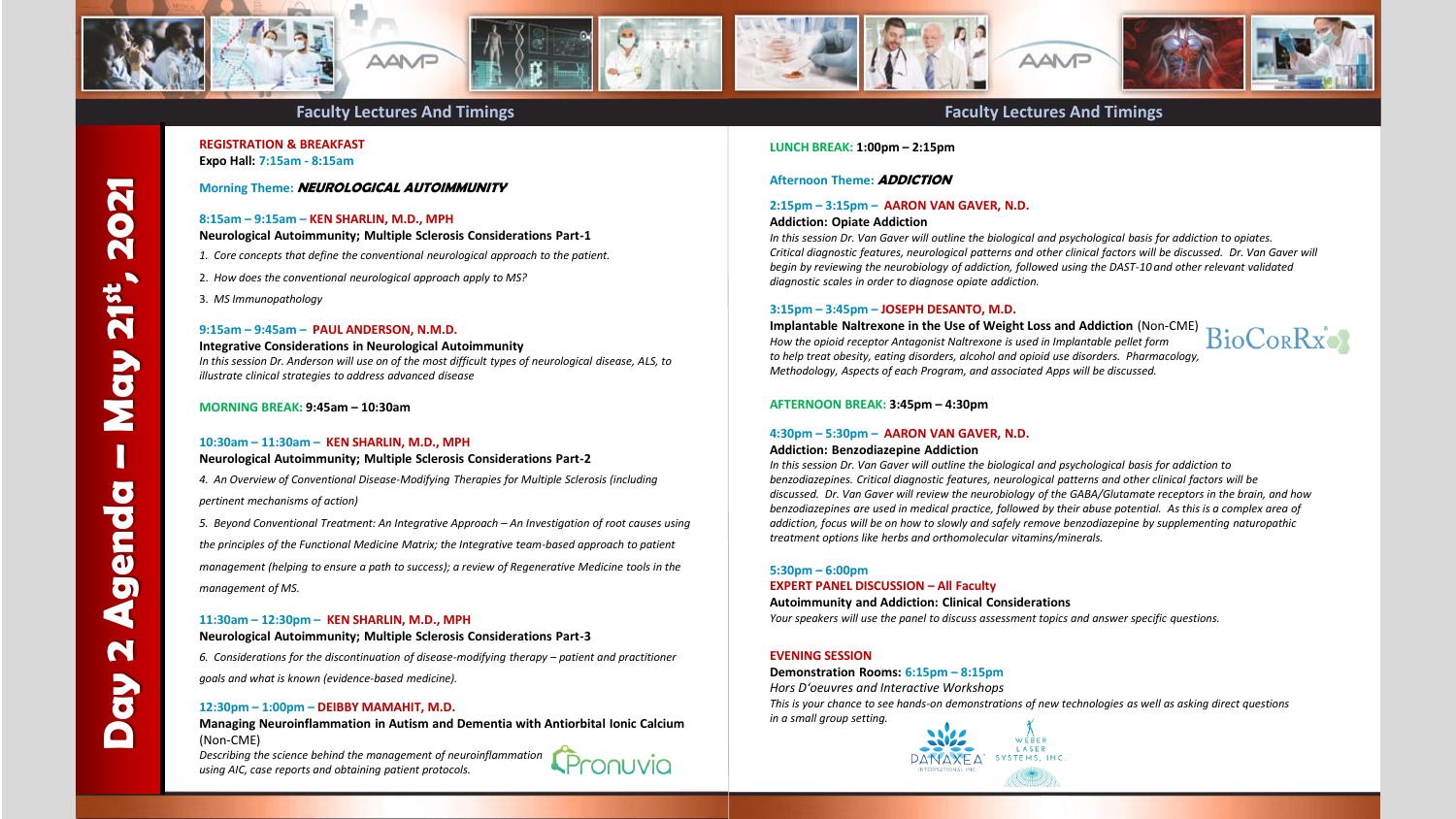# Day 2 Agenda – May 21st, 2021

## Faculty Lectures And Timings

**REGISTRATION & BREAKFAST**
**Expo Hall: 7:15am - 8:15am**

**Morning Theme: *NEUROLOGICAL AUTOIMMUNITY***

**8:15am – 9:15am – KEN SHARLIN, M.D., MPH**
**Neurological Autoimmunity; Multiple Sclerosis Considerations Part-1**

1. *Core concepts that define the conventional neurological approach to the patient.*
2. *How does the conventional neurological approach apply to MS?*
3. *MS Immunopathology*

**9:15am – 9:45am – PAUL ANDERSON, N.M.D.**
**Integrative Considerations in Neurological Autoimmunity**
*In this session Dr. Anderson will use on of the most difficult types of neurological disease, ALS, to illustrate clinical strategies to address advanced disease*

**MORNING BREAK: 9:45am – 10:30am**

**10:30am – 11:30am – KEN SHARLIN, M.D., MPH**
**Neurological Autoimmunity; Multiple Sclerosis Considerations Part-2**

4. *An Overview of Conventional Disease-Modifying Therapies for Multiple Sclerosis (including pertinent mechanisms of action)*
5. *Beyond Conventional Treatment: An Integrative Approach – An Investigation of root causes using the principles of the Functional Medicine Matrix; the Integrative team-based approach to patient management (helping to ensure a path to success); a review of Regenerative Medicine tools in the management of MS.*

**11:30am – 12:30pm – KEN SHARLIN, M.D., MPH**
**Neurological Autoimmunity; Multiple Sclerosis Considerations Part-3**

6. *Considerations for the discontinuation of disease-modifying therapy – patient and practitioner goals and what is known (evidence-based medicine).*

**12:30pm – 1:00pm – DEIBBY MAMAHIT, M.D.**
**Managing Neuroinflammation in Autism and Dementia with Antiorbital Ionic Calcium** (Non-CME)
*Describing the science behind the management of neuroinflammation using AIC, case reports and obtaining patient protocols.*

Pronuvia

## Faculty Lectures And Timings

**LUNCH BREAK: 1:00pm – 2:15pm**

**Afternoon Theme: *ADDICTION***

**2:15pm – 3:15pm – AARON VAN GAVER, N.D.**
**Addiction: Opiate Addiction**
*In this session Dr. Van Gaver will outline the biological and psychological basis for addiction to opiates. Critical diagnostic features, neurological patterns and other clinical factors will be discussed. Dr. Van Gaver will begin by reviewing the neurobiology of addiction, followed using the DAST-10 and other relevant validated diagnostic scales in order to diagnose opiate addiction.*

**3:15pm – 3:45pm – JOSEPH DESANTO, M.D.**
**Implantable Naltrexone in the Use of Weight Loss and Addiction** (Non-CME)
*How the opioid receptor Antagonist Naltrexone is used in Implantable pellet form to help treat obesity, eating disorders, alcohol and opioid use disorders. Pharmacology, Methodology, Aspects of each Program, and associated Apps will be discussed.*

BioCorRx

**AFTERNOON BREAK: 3:45pm – 4:30pm**

**4:30pm – 5:30pm – AARON VAN GAVER, N.D.**
**Addiction: Benzodiazepine Addiction**
*In this session Dr. Van Gaver will outline the biological and psychological basis for addiction to benzodiazepines. Critical diagnostic features, neurological patterns and other clinical factors will be discussed. Dr. Van Gaver will review the neurobiology of the GABA/Glutamate receptors in the brain, and how benzodiazepines are used in medical practice, followed by their abuse potential. As this is a complex area of addiction, focus will be on how to slowly and safely remove benzodiazepine by supplementing naturopathic treatment options like herbs and orthomolecular vitamins/minerals.*

**5:30pm – 6:00pm**
**EXPERT PANEL DISCUSSION – All Faculty**
**Autoimmunity and Addiction: Clinical Considerations**
*Your speakers will use the panel to discuss assessment topics and answer specific questions.*

**EVENING SESSION**
**Demonstration Rooms: 6:15pm – 8:15pm**
*Hors D'oeuvres and Interactive Workshops*
*This is your chance to see hands-on demonstrations of new technologies as well as asking direct questions in a small group setting.*

PANAXEA International Inc. — Weber Laser Systems, Inc.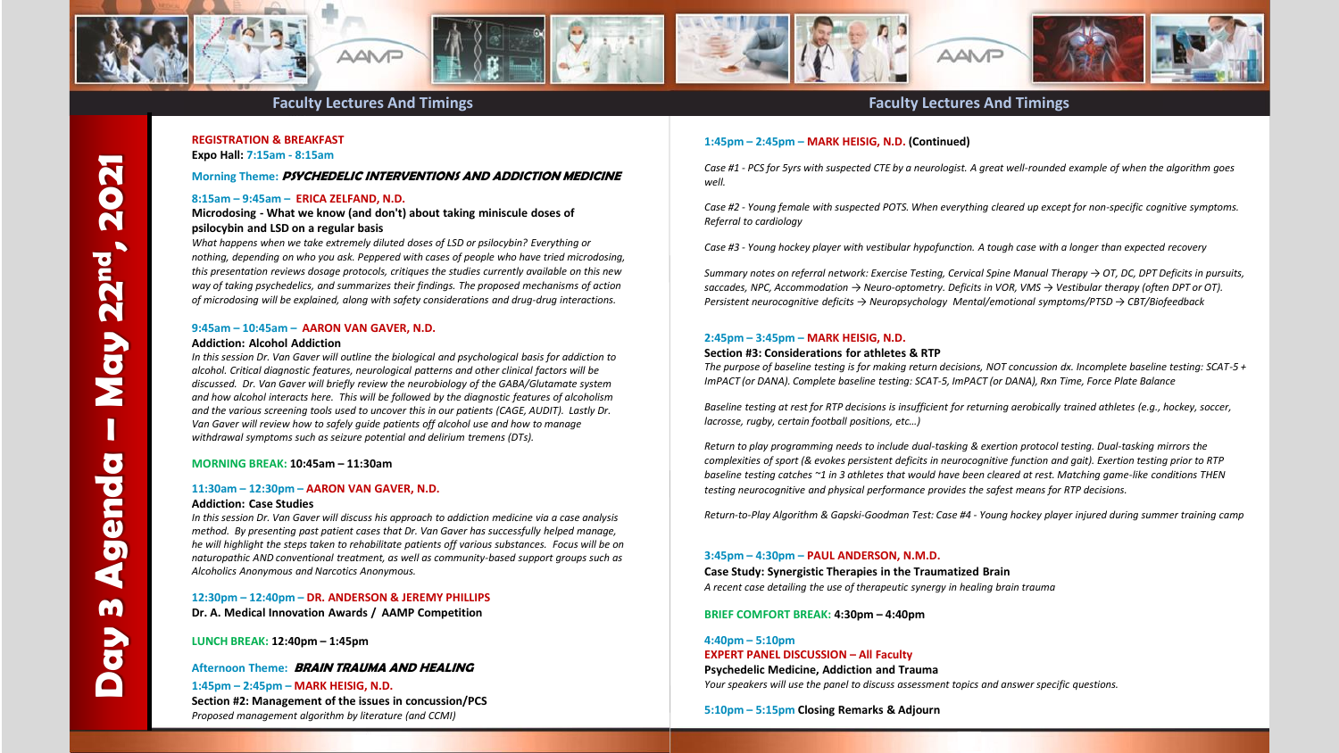# Day 3 Agenda – May 22nd, 2021

## Faculty Lectures And Timings

**REGISTRATION & BREAKFAST**
**Expo Hall: 7:15am - 8:15am**

**Morning Theme: *PSYCHEDELIC INTERVENTIONS AND ADDICTION MEDICINE***

**8:15am – 9:45am – ERICA ZELFAND, N.D.**
**Microdosing - What we know (and don't) about taking miniscule doses of psilocybin and LSD on a regular basis**
*What happens when we take extremely diluted doses of LSD or psilocybin? Everything or nothing, depending on who you ask. Peppered with cases of people who have tried microdosing, this presentation reviews dosage protocols, critiques the studies currently available on this new way of taking psychedelics, and summarizes their findings. The proposed mechanisms of action of microdosing will be explained, along with safety considerations and drug-drug interactions.*

**9:45am – 10:45am – AARON VAN GAVER, N.D.**
**Addiction: Alcohol Addiction**
*In this session Dr. Van Gaver will outline the biological and psychological basis for addiction to alcohol. Critical diagnostic features, neurological patterns and other clinical factors will be discussed. Dr. Van Gaver will briefly review the neurobiology of the GABA/Glutamate system and how alcohol interacts here. This will be followed by the diagnostic features of alcoholism and the various screening tools used to uncover this in our patients (CAGE, AUDIT). Lastly Dr. Van Gaver will review how to safely guide patients off alcohol use and how to manage withdrawal symptoms such as seizure potential and delirium tremens (DTs).*

**MORNING BREAK: 10:45am – 11:30am**

**11:30am – 12:30pm – AARON VAN GAVER, N.D.**
**Addiction: Case Studies**
*In this session Dr. Van Gaver will discuss his approach to addiction medicine via a case analysis method. By presenting past patient cases that Dr. Van Gaver has successfully helped manage, he will highlight the steps taken to rehabilitate patients off various substances. Focus will be on naturopathic AND conventional treatment, as well as community-based support groups such as Alcoholics Anonymous and Narcotics Anonymous.*

**12:30pm – 12:40pm – DR. ANDERSON & JEREMY PHILLIPS**
**Dr. A. Medical Innovation Awards / AAMP Competition**

**LUNCH BREAK: 12:40pm – 1:45pm**

**Afternoon Theme: *BRAIN TRAUMA AND HEALING***

**1:45pm – 2:45pm – MARK HEISIG, N.D.**
**Section #2: Management of the issues in concussion/PCS**
*Proposed management algorithm by literature (and CCMI)*

**1:45pm – 2:45pm – MARK HEISIG, N.D. (Continued)**

*Case #1 - PCS for 5yrs with suspected CTE by a neurologist. A great well-rounded example of when the algorithm goes well.*

*Case #2 - Young female with suspected POTS. When everything cleared up except for non-specific cognitive symptoms. Referral to cardiology*

*Case #3 - Young hockey player with vestibular hypofunction. A tough case with a longer than expected recovery*

*Summary notes on referral network: Exercise Testing, Cervical Spine Manual Therapy → OT, DC, DPT Deficits in pursuits, saccades, NPC, Accommodation → Neuro-optometry. Deficits in VOR, VMS → Vestibular therapy (often DPT or OT). Persistent neurocognitive deficits → Neuropsychology Mental/emotional symptoms/PTSD → CBT/Biofeedback*

**2:45pm – 3:45pm – MARK HEISIG, N.D.**
**Section #3: Considerations for athletes & RTP**
*The purpose of baseline testing is for making return decisions, NOT concussion dx. Incomplete baseline testing: SCAT-5 + ImPACT (or DANA). Complete baseline testing: SCAT-5, ImPACT (or DANA), Rxn Time, Force Plate Balance*

*Baseline testing at rest for RTP decisions is insufficient for returning aerobically trained athletes (e.g., hockey, soccer, lacrosse, rugby, certain football positions, etc…)*

*Return to play programming needs to include dual-tasking & exertion protocol testing. Dual-tasking mirrors the complexities of sport (& evokes persistent deficits in neurocognitive function and gait). Exertion testing prior to RTP baseline testing catches ~1 in 3 athletes that would have been cleared at rest. Matching game-like conditions THEN testing neurocognitive and physical performance provides the safest means for RTP decisions.*

*Return-to-Play Algorithm & Gapski-Goodman Test: Case #4 - Young hockey player injured during summer training camp*

**3:45pm – 4:30pm – PAUL ANDERSON, N.M.D.**
**Case Study: Synergistic Therapies in the Traumatized Brain**
*A recent case detailing the use of therapeutic synergy in healing brain trauma*

**BRIEF COMFORT BREAK: 4:30pm – 4:40pm**

**4:40pm – 5:10pm**
**EXPERT PANEL DISCUSSION – All Faculty**
**Psychedelic Medicine, Addiction and Trauma**
*Your speakers will use the panel to discuss assessment topics and answer specific questions.*

**5:10pm – 5:15pm Closing Remarks & Adjourn**